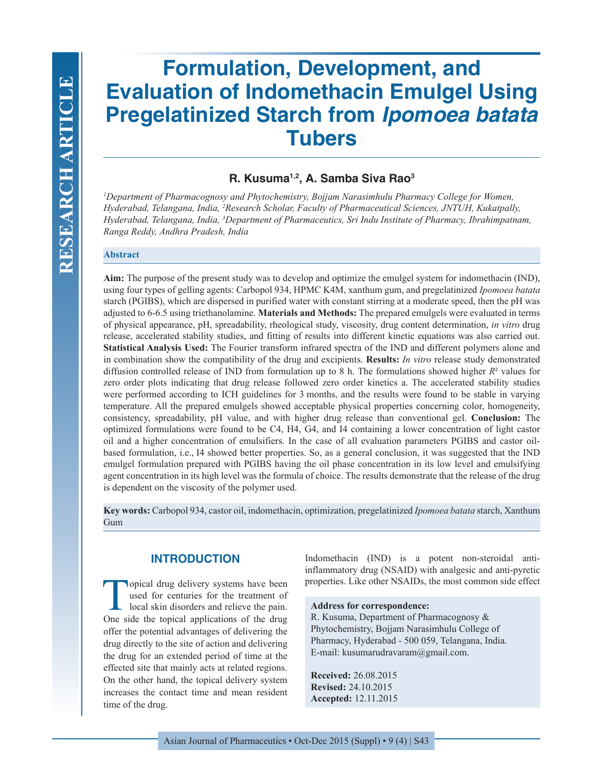# Formulation, Development, and Evaluation of Indomethacin Emulgel Using Pregelatinized Starch from *Ipomoea batata* Tubers

**R. Kusuma[1,2], A. Samba Siva Rao[3]**

*[1]Department of Pharmacognosy and Phytochemistry, Bojjam Narasimhulu Pharmacy College for Women, Hyderabad, Telangana, India, [2]Research Scholar, Faculty of Pharmaceutical Sciences, JNTUH, Kukatpally, Hyderabad, Telangana, India, [3]Department of Pharmaceutics, Sri Indu Institute of Pharmacy, Ibrahimpatnam, Ranga Reddy, Andhra Pradesh, India*

## Abstract

**Aim:** The purpose of the present study was to develop and optimize the emulgel system for indomethacin (IND), using four types of gelling agents: Carbopol 934, HPMC K4M, xanthum gum, and pregelatinized *Ipomoea batata* starch (PGIBS), which are dispersed in purified water with constant stirring at a moderate speed, then the pH was adjusted to 6-6.5 using triethanolamine. **Materials and Methods:** The prepared emulgels were evaluated in terms of physical appearance, pH, spreadability, rheological study, viscosity, drug content determination, *in vitro* drug release, accelerated stability studies, and fitting of results into different kinetic equations was also carried out. **Statistical Analysis Used:** The Fourier transform infrared spectra of the IND and different polymers alone and in combination show the compatibility of the drug and excipients. **Results:** *In vitro* release study demonstrated diffusion controlled release of IND from formulation up to 8 h. The formulations showed higher $R^2$ values for zero order plots indicating that drug release followed zero order kinetics a. The accelerated stability studies were performed according to ICH guidelines for 3 months, and the results were found to be stable in varying temperature. All the prepared emulgels showed acceptable physical properties concerning color, homogeneity, consistency, spreadability, pH value, and with higher drug release than conventional gel. **Conclusion:** The optimized formulations were found to be C4, H4, G4, and I4 containing a lower concentration of light castor oil and a higher concentration of emulsifiers. In the case of all evaluation parameters PGIBS and castor oil-based formulation, i.e., I4 showed better properties. So, as a general conclusion, it was suggested that the IND emulgel formulation prepared with PGIBS having the oil phase concentration in its low level and emulsifying agent concentration in its high level was the formula of choice. The results demonstrate that the release of the drug is dependent on the viscosity of the polymer used.

**Key words:** Carbopol 934, castor oil, indomethacin, optimization, pregelatinized *Ipomoea batata* starch, Xanthum Gum

## INTRODUCTION

Topical drug delivery systems have been used for centuries for the treatment of local skin disorders and relieve the pain. One side the topical applications of the drug offer the potential advantages of delivering the drug directly to the site of action and delivering the drug for an extended period of time at the effected site that mainly acts at related regions. On the other hand, the topical delivery system increases the contact time and mean resident time of the drug.

Indomethacin (IND) is a potent non-steroidal anti-inflammatory drug (NSAID) with analgesic and anti-pyretic properties. Like other NSAIDs, the most common side effect

**Address for correspondence:**
R. Kusuma, Department of Pharmacognosy & Phytochemistry, Bojjam Narasimhulu College of Pharmacy, Hyderabad - 500 059, Telangana, India.
E-mail: kusumarudravaram@gmail.com.

**Received:** 26.08.2015
**Revised:** 24.10.2015
**Accepted:** 12.11.2015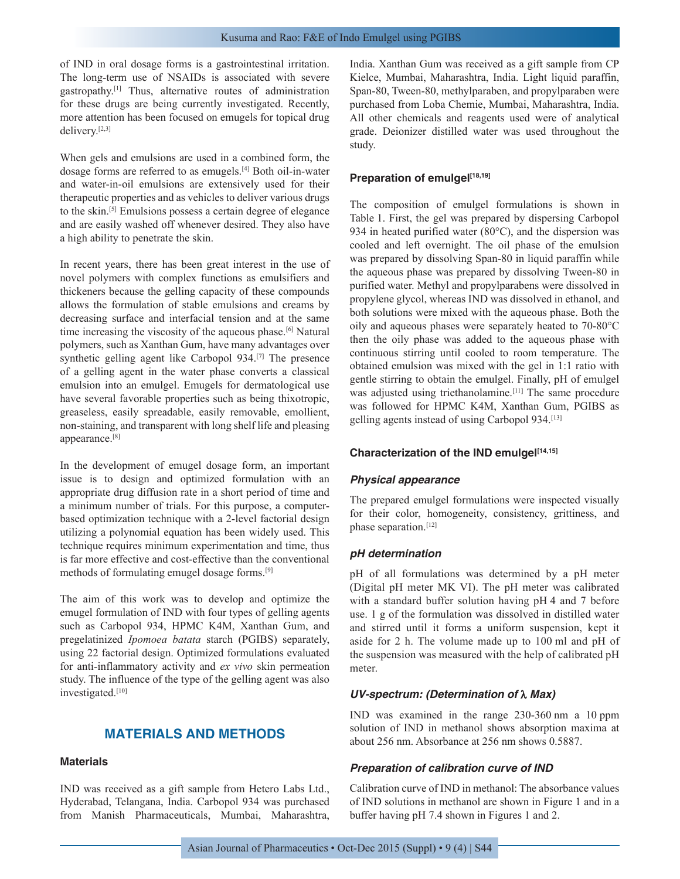of IND in oral dosage forms is a gastrointestinal irritation. The long-term use of NSAIDs is associated with severe gastropathy.[1] Thus, alternative routes of administration for these drugs are being currently investigated. Recently, more attention has been focused on emugels for topical drug delivery.[2,3]

When gels and emulsions are used in a combined form, the dosage forms are referred to as emugels.[4] Both oil-in-water and water-in-oil emulsions are extensively used for their therapeutic properties and as vehicles to deliver various drugs to the skin.[5] Emulsions possess a certain degree of elegance and are easily washed off whenever desired. They also have a high ability to penetrate the skin.

In recent years, there has been great interest in the use of novel polymers with complex functions as emulsifiers and thickeners because the gelling capacity of these compounds allows the formulation of stable emulsions and creams by decreasing surface and interfacial tension and at the same time increasing the viscosity of the aqueous phase.[6] Natural polymers, such as Xanthan Gum, have many advantages over synthetic gelling agent like Carbopol 934.[7] The presence of a gelling agent in the water phase converts a classical emulsion into an emulgel. Emugels for dermatological use have several favorable properties such as being thixotropic, greaseless, easily spreadable, easily removable, emollient, non-staining, and transparent with long shelf life and pleasing appearance.[8]

In the development of emugel dosage form, an important issue is to design and optimized formulation with an appropriate drug diffusion rate in a short period of time and a minimum number of trials. For this purpose, a computer-based optimization technique with a 2-level factorial design utilizing a polynomial equation has been widely used. This technique requires minimum experimentation and time, thus is far more effective and cost-effective than the conventional methods of formulating emugel dosage forms.[9]

The aim of this work was to develop and optimize the emugel formulation of IND with four types of gelling agents such as Carbopol 934, HPMC K4M, Xanthan Gum, and pregelatinized *Ipomoea batata* starch (PGIBS) separately, using 22 factorial design. Optimized formulations evaluated for anti-inflammatory activity and *ex vivo* skin permeation study. The influence of the type of the gelling agent was also investigated.[10]

## MATERIALS AND METHODS

### Materials

IND was received as a gift sample from Hetero Labs Ltd., Hyderabad, Telangana, India. Carbopol 934 was purchased from Manish Pharmaceuticals, Mumbai, Maharashtra, India. Xanthan Gum was received as a gift sample from CP Kielce, Mumbai, Maharashtra, India. Light liquid paraffin, Span-80, Tween-80, methylparaben, and propylparaben were purchased from Loba Chemie, Mumbai, Maharashtra, India. All other chemicals and reagents used were of analytical grade. Deionizer distilled water was used throughout the study.

### Preparation of emulgel[18,19]

The composition of emulgel formulations is shown in Table 1. First, the gel was prepared by dispersing Carbopol 934 in heated purified water (80°C), and the dispersion was cooled and left overnight. The oil phase of the emulsion was prepared by dissolving Span-80 in liquid paraffin while the aqueous phase was prepared by dissolving Tween-80 in purified water. Methyl and propylparabens were dissolved in propylene glycol, whereas IND was dissolved in ethanol, and both solutions were mixed with the aqueous phase. Both the oily and aqueous phases were separately heated to 70-80°C then the oily phase was added to the aqueous phase with continuous stirring until cooled to room temperature. The obtained emulsion was mixed with the gel in 1:1 ratio with gentle stirring to obtain the emulgel. Finally, pH of emulgel was adjusted using triethanolamine.[11] The same procedure was followed for HPMC K4M, Xanthan Gum, PGIBS as gelling agents instead of using Carbopol 934.[13]

### Characterization of the IND emulgel[14,15]

#### *Physical appearance*

The prepared emulgel formulations were inspected visually for their color, homogeneity, consistency, grittiness, and phase separation.[12]

#### *pH determination*

pH of all formulations was determined by a pH meter (Digital pH meter MK VI). The pH meter was calibrated with a standard buffer solution having pH 4 and 7 before use. 1 g of the formulation was dissolved in distilled water and stirred until it forms a uniform suspension, kept it aside for 2 h. The volume made up to 100 ml and pH of the suspension was measured with the help of calibrated pH meter.

#### *UV-spectrum: (Determination of $\lambda$ Max)*

IND was examined in the range 230-360 nm a 10 ppm solution of IND in methanol shows absorption maxima at about 256 nm. Absorbance at 256 nm shows 0.5887.

#### *Preparation of calibration curve of IND*

Calibration curve of IND in methanol: The absorbance values of IND solutions in methanol are shown in Figure 1 and in a buffer having pH 7.4 shown in Figures 1 and 2.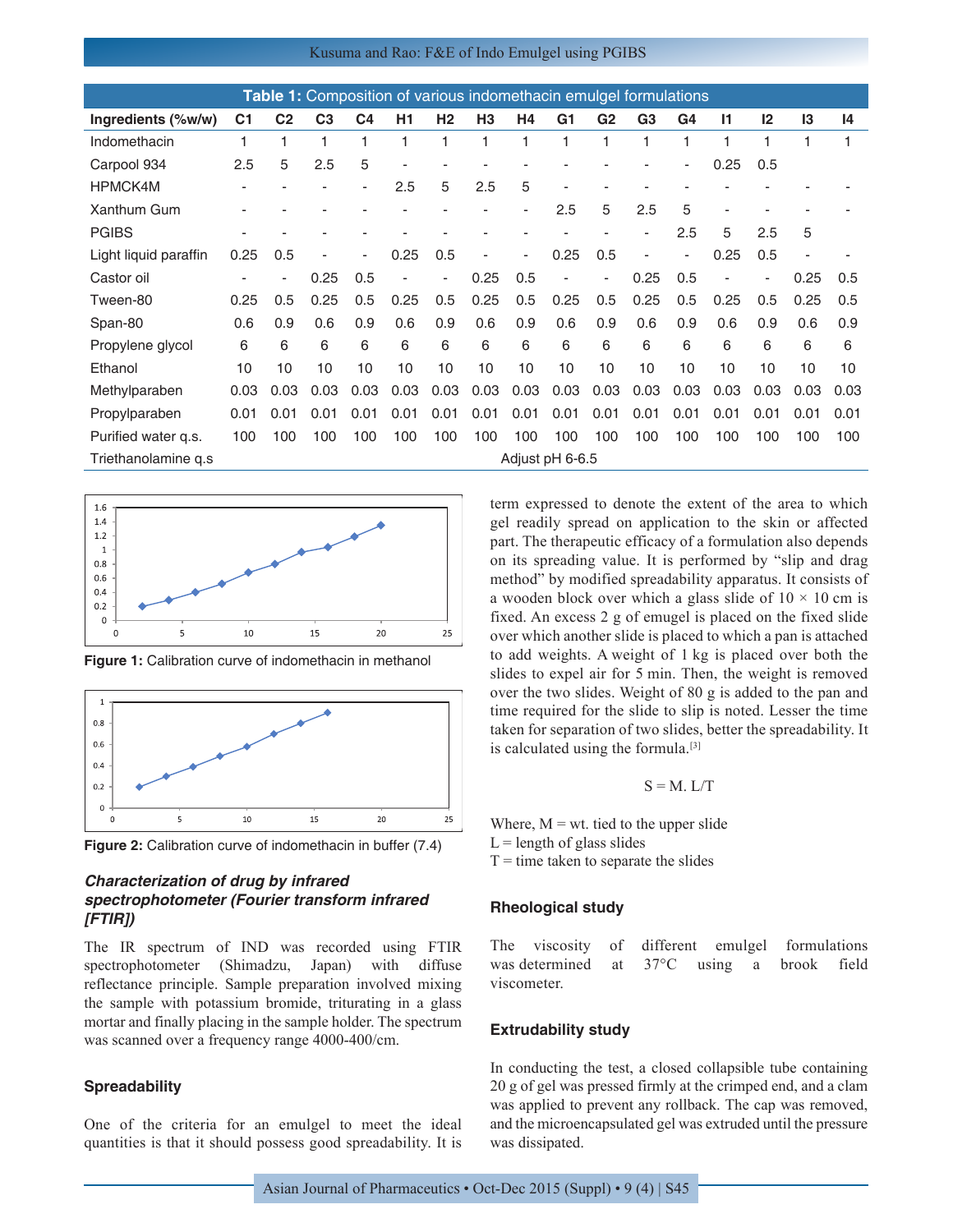| Ingredients (%w/w) | C1 | C2 | C3 | C4 | H1 | H2 | H3 | H4 | G1 | G2 | G3 | G4 | I1 | I2 | I3 | I4 |
|---|---|---|---|---|---|---|---|---|---|---|---|---|---|---|---|---|
| Indomethacin | 1 | 1 | 1 | 1 | 1 | 1 | 1 | 1 | 1 | 1 | 1 | 1 | 1 | 1 | 1 | 1 |
| Carpool 934 | 2.5 | 5 | 2.5 | 5 | - | - | - | - | - | - | - | - | 0.25 | 0.5 | | |
| HPMCK4M | - | - | - | - | 2.5 | 5 | 2.5 | 5 | - | - | - | - | - | - | - | - |
| Xanthum Gum | - | - | - | - | - | - | - | - | 2.5 | 5 | 2.5 | 5 | - | - | - | - |
| PGIBS | - | - | - | - | - | - | - | - | - | - | - | 2.5 | 5 | 2.5 | 5 | |
| Light liquid paraffin | 0.25 | 0.5 | - | - | 0.25 | 0.5 | - | - | 0.25 | 0.5 | - | - | 0.25 | 0.5 | - | - |
| Castor oil | - | - | 0.25 | 0.5 | - | - | 0.25 | 0.5 | - | - | 0.25 | 0.5 | - | - | 0.25 | 0.5 |
| Tween-80 | 0.25 | 0.5 | 0.25 | 0.5 | 0.25 | 0.5 | 0.25 | 0.5 | 0.25 | 0.5 | 0.25 | 0.5 | 0.25 | 0.5 | 0.25 | 0.5 |
| Span-80 | 0.6 | 0.9 | 0.6 | 0.9 | 0.6 | 0.9 | 0.6 | 0.9 | 0.6 | 0.9 | 0.6 | 0.9 | 0.6 | 0.9 | 0.6 | 0.9 |
| Propylene glycol | 6 | 6 | 6 | 6 | 6 | 6 | 6 | 6 | 6 | 6 | 6 | 6 | 6 | 6 | 6 | 6 |
| Ethanol | 10 | 10 | 10 | 10 | 10 | 10 | 10 | 10 | 10 | 10 | 10 | 10 | 10 | 10 | 10 | 10 |
| Methylparaben | 0.03 | 0.03 | 0.03 | 0.03 | 0.03 | 0.03 | 0.03 | 0.03 | 0.03 | 0.03 | 0.03 | 0.03 | 0.03 | 0.03 | 0.03 | 0.03 |
| Propylparaben | 0.01 | 0.01 | 0.01 | 0.01 | 0.01 | 0.01 | 0.01 | 0.01 | 0.01 | 0.01 | 0.01 | 0.01 | 0.01 | 0.01 | 0.01 | 0.01 |
| Purified water q.s. | 100 | 100 | 100 | 100 | 100 | 100 | 100 | 100 | 100 | 100 | 100 | 100 | 100 | 100 | 100 | 100 |
| Triethanolamine q.s | Adjust pH 6-6.5 | | | | | | | | | | | | | | | |

**Table 1:** Composition of various indomethacin emulgel formulations

**Figure 1:** Calibration curve of indomethacin in methanol

**Figure 2:** Calibration curve of indomethacin in buffer (7.4)

### *Characterization of drug by infrared spectrophotometer (Fourier transform infrared [FTIR])*

The IR spectrum of IND was recorded using FTIR spectrophotometer (Shimadzu, Japan) with diffuse reflectance principle. Sample preparation involved mixing the sample with potassium bromide, triturating in a glass mortar and finally placing in the sample holder. The spectrum was scanned over a frequency range 4000-400/cm.

### Spreadability

One of the criteria for an emulgel to meet the ideal quantities is that it should possess good spreadability. It is term expressed to denote the extent of the area to which gel readily spread on application to the skin or affected part. The therapeutic efficacy of a formulation also depends on its spreading value. It is performed by "slip and drag method" by modified spreadability apparatus. It consists of a wooden block over which a glass slide of 10 × 10 cm is fixed. An excess 2 g of emugel is placed on the fixed slide over which another slide is placed to which a pan is attached to add weights. A weight of 1 kg is placed over both the slides to expel air for 5 min. Then, the weight is removed over the two slides. Weight of 80 g is added to the pan and time required for the slide to slip is noted. Lesser the time taken for separation of two slides, better the spreadability. It is calculated using the formula.[3]

$$S = M.\ L/T$$

Where, M = wt. tied to the upper slide
L = length of glass slides
T = time taken to separate the slides

### Rheological study

The viscosity of different emulgel formulations was determined at 37°C using a brook field viscometer.

### Extrudability study

In conducting the test, a closed collapsible tube containing 20 g of gel was pressed firmly at the crimped end, and a clam was applied to prevent any rollback. The cap was removed, and the microencapsulated gel was extruded until the pressure was dissipated.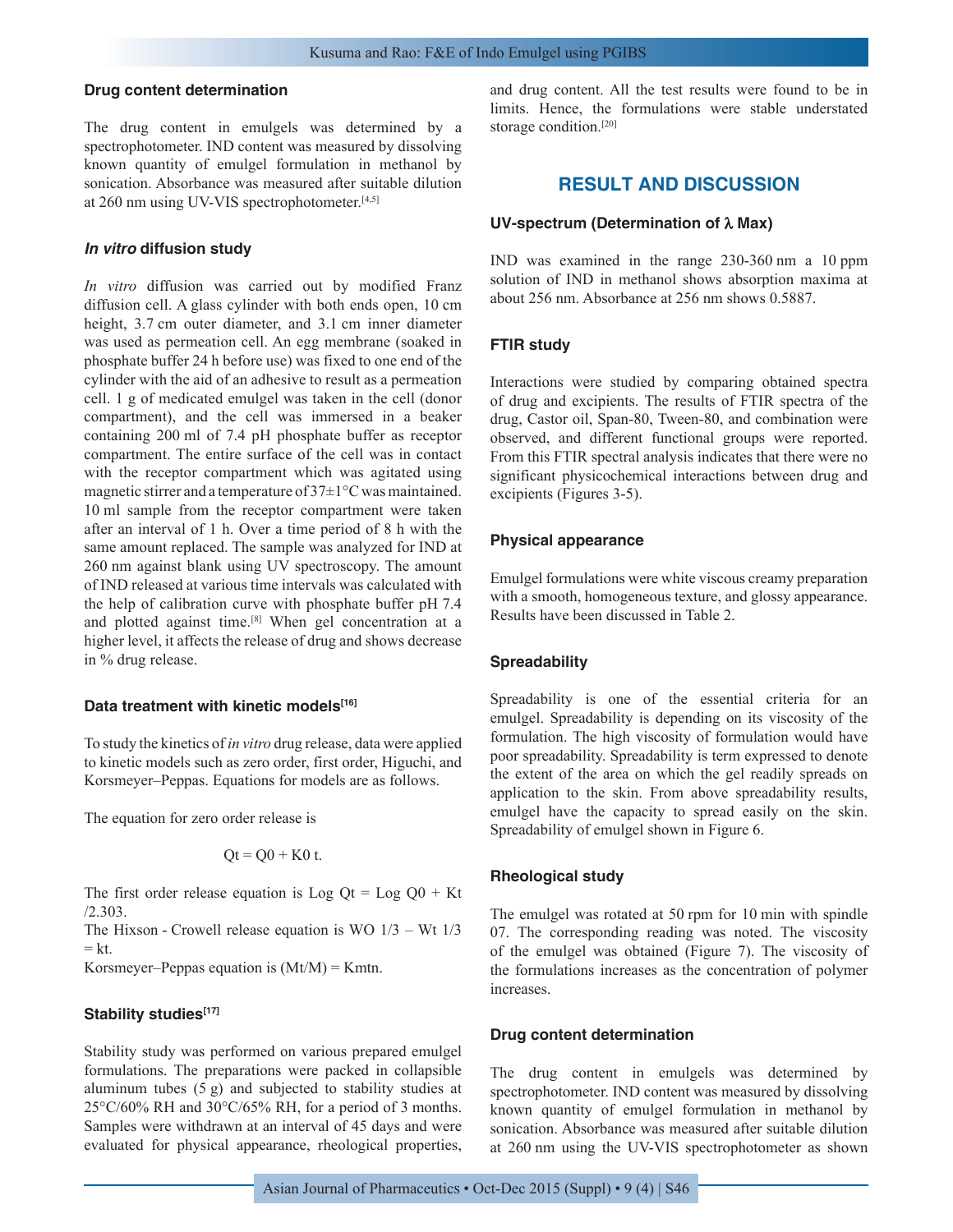### Drug content determination

The drug content in emulgels was determined by a spectrophotometer. IND content was measured by dissolving known quantity of emulgel formulation in methanol by sonication. Absorbance was measured after suitable dilution at 260 nm using UV-VIS spectrophotometer.[4,5]

### *In vitro* diffusion study

*In vitro* diffusion was carried out by modified Franz diffusion cell. A glass cylinder with both ends open, 10 cm height, 3.7 cm outer diameter, and 3.1 cm inner diameter was used as permeation cell. An egg membrane (soaked in phosphate buffer 24 h before use) was fixed to one end of the cylinder with the aid of an adhesive to result as a permeation cell. 1 g of medicated emulgel was taken in the cell (donor compartment), and the cell was immersed in a beaker containing 200 ml of 7.4 pH phosphate buffer as receptor compartment. The entire surface of the cell was in contact with the receptor compartment which was agitated using magnetic stirrer and a temperature of 37±1°C was maintained. 10 ml sample from the receptor compartment were taken after an interval of 1 h. Over a time period of 8 h with the same amount replaced. The sample was analyzed for IND at 260 nm against blank using UV spectroscopy. The amount of IND released at various time intervals was calculated with the help of calibration curve with phosphate buffer pH 7.4 and plotted against time.[8] When gel concentration at a higher level, it affects the release of drug and shows decrease in % drug release.

### Data treatment with kinetic models[16]

To study the kinetics of *in vitro* drug release, data were applied to kinetic models such as zero order, first order, Higuchi, and Korsmeyer–Peppas. Equations for models are as follows.

The equation for zero order release is

$$Qt = Q0 + K0\ t.$$

The first order release equation is $\text{Log } Qt = \text{Log } Q0 + Kt/2.303$.

The Hixson - Crowell release equation is $WO^{1/3} – Wt^{1/3} = kt$.

Korsmeyer–Peppas equation is $(Mt/M) = Kmtn$.

### Stability studies[17]

Stability study was performed on various prepared emulgel formulations. The preparations were packed in collapsible aluminum tubes (5 g) and subjected to stability studies at 25°C/60% RH and 30°C/65% RH, for a period of 3 months. Samples were withdrawn at an interval of 45 days and were evaluated for physical appearance, rheological properties, and drug content. All the test results were found to be in limits. Hence, the formulations were stable understated storage condition.[20]

## RESULT AND DISCUSSION

### UV-spectrum (Determination of λ Max)

IND was examined in the range 230-360 nm a 10 ppm solution of IND in methanol shows absorption maxima at about 256 nm. Absorbance at 256 nm shows 0.5887.

### FTIR study

Interactions were studied by comparing obtained spectra of drug and excipients. The results of FTIR spectra of the drug, Castor oil, Span-80, Tween-80, and combination were observed, and different functional groups were reported. From this FTIR spectral analysis indicates that there were no significant physicochemical interactions between drug and excipients (Figures 3-5).

### Physical appearance

Emulgel formulations were white viscous creamy preparation with a smooth, homogeneous texture, and glossy appearance. Results have been discussed in Table 2.

### Spreadability

Spreadability is one of the essential criteria for an emulgel. Spreadability is depending on its viscosity of the formulation. The high viscosity of formulation would have poor spreadability. Spreadability is term expressed to denote the extent of the area on which the gel readily spreads on application to the skin. From above spreadability results, emulgel have the capacity to spread easily on the skin. Spreadability of emulgel shown in Figure 6.

### Rheological study

The emulgel was rotated at 50 rpm for 10 min with spindle 07. The corresponding reading was noted. The viscosity of the emulgel was obtained (Figure 7). The viscosity of the formulations increases as the concentration of polymer increases.

### Drug content determination

The drug content in emulgels was determined by spectrophotometer. IND content was measured by dissolving known quantity of emulgel formulation in methanol by sonication. Absorbance was measured after suitable dilution at 260 nm using the UV-VIS spectrophotometer as shown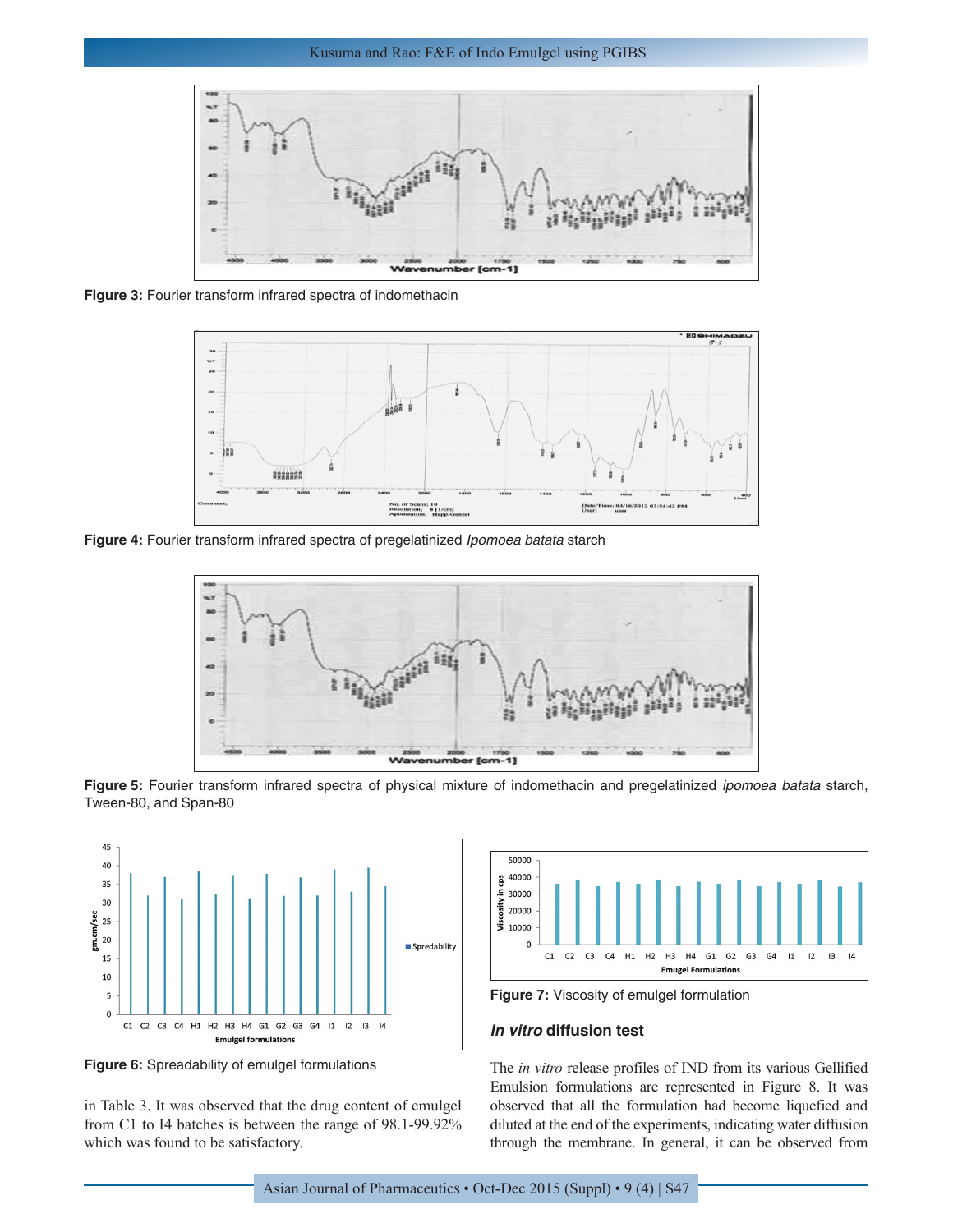Figure 3: Fourier transform infrared spectra of indomethacin

Figure 4: Fourier transform infrared spectra of pregelatinized *Ipomoea batata* starch

Figure 5: Fourier transform infrared spectra of physical mixture of indomethacin and pregelatinized *ipomoea batata* starch, Tween-80, and Span-80

Figure 6: Spreadability of emulgel formulations

Figure 7: Viscosity of emulgel formulation

in Table 3. It was observed that the drug content of emulgel from C1 to I4 batches is between the range of 98.1-99.92% which was found to be satisfactory.

### *In vitro* diffusion test

The *in vitro* release profiles of IND from its various Gellified Emulsion formulations are represented in Figure 8. It was observed that all the formulation had become liquefied and diluted at the end of the experiments, indicating water diffusion through the membrane. In general, it can be observed from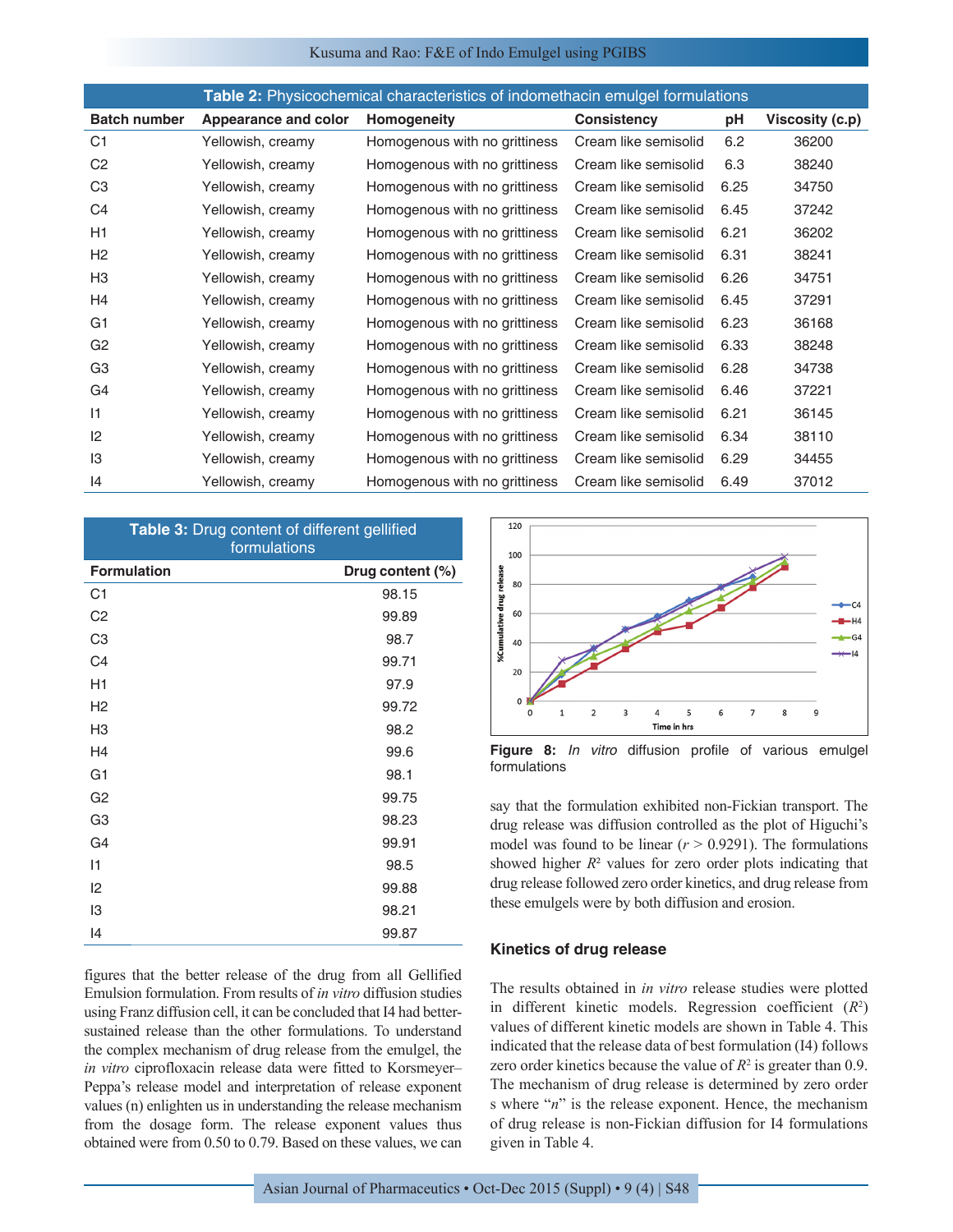**Table 2:** Physicochemical characteristics of indomethacin emulgel formulations

| Batch number | Appearance and color | Homogeneity | Consistency | pH | Viscosity (c.p) |
|---|---|---|---|---|---|
| C1 | Yellowish, creamy | Homogenous with no grittiness | Cream like semisolid | 6.2 | 36200 |
| C2 | Yellowish, creamy | Homogenous with no grittiness | Cream like semisolid | 6.3 | 38240 |
| C3 | Yellowish, creamy | Homogenous with no grittiness | Cream like semisolid | 6.25 | 34750 |
| C4 | Yellowish, creamy | Homogenous with no grittiness | Cream like semisolid | 6.45 | 37242 |
| H1 | Yellowish, creamy | Homogenous with no grittiness | Cream like semisolid | 6.21 | 36202 |
| H2 | Yellowish, creamy | Homogenous with no grittiness | Cream like semisolid | 6.31 | 38241 |
| H3 | Yellowish, creamy | Homogenous with no grittiness | Cream like semisolid | 6.26 | 34751 |
| H4 | Yellowish, creamy | Homogenous with no grittiness | Cream like semisolid | 6.45 | 37291 |
| G1 | Yellowish, creamy | Homogenous with no grittiness | Cream like semisolid | 6.23 | 36168 |
| G2 | Yellowish, creamy | Homogenous with no grittiness | Cream like semisolid | 6.33 | 38248 |
| G3 | Yellowish, creamy | Homogenous with no grittiness | Cream like semisolid | 6.28 | 34738 |
| G4 | Yellowish, creamy | Homogenous with no grittiness | Cream like semisolid | 6.46 | 37221 |
| I1 | Yellowish, creamy | Homogenous with no grittiness | Cream like semisolid | 6.21 | 36145 |
| I2 | Yellowish, creamy | Homogenous with no grittiness | Cream like semisolid | 6.34 | 38110 |
| I3 | Yellowish, creamy | Homogenous with no grittiness | Cream like semisolid | 6.29 | 34455 |
| I4 | Yellowish, creamy | Homogenous with no grittiness | Cream like semisolid | 6.49 | 37012 |

**Table 3:** Drug content of different gellified formulations

| Formulation | Drug content (%) |
|---|---|
| C1 | 98.15 |
| C2 | 99.89 |
| C3 | 98.7 |
| C4 | 99.71 |
| H1 | 97.9 |
| H2 | 99.72 |
| H3 | 98.2 |
| H4 | 99.6 |
| G1 | 98.1 |
| G2 | 99.75 |
| G3 | 98.23 |
| G4 | 99.91 |
| I1 | 98.5 |
| I2 | 99.88 |
| I3 | 98.21 |
| I4 | 99.87 |

figures that the better release of the drug from all Gellified Emulsion formulation. From results of *in vitro* diffusion studies using Franz diffusion cell, it can be concluded that I4 had better-sustained release than the other formulations. To understand the complex mechanism of drug release from the emulgel, the *in vitro* ciprofloxacin release data were fitted to Korsmeyer–Peppa's release model and interpretation of release exponent values (n) enlighten us in understanding the release mechanism from the dosage form. The release exponent values thus obtained were from 0.50 to 0.79. Based on these values, we can say that the formulation exhibited non-Fickian transport. The drug release was diffusion controlled as the plot of Higuchi's model was found to be linear ($r > 0.9291$). The formulations showed higher $R^2$ values for zero order plots indicating that drug release followed zero order kinetics, and drug release from these emulgels were by both diffusion and erosion.

**Figure 8:** *In vitro* diffusion profile of various emulgel formulations

### Kinetics of drug release

The results obtained in *in vitro* release studies were plotted in different kinetic models. Regression coefficient ($R^2$) values of different kinetic models are shown in Table 4. This indicated that the release data of best formulation (I4) follows zero order kinetics because the value of $R^2$ is greater than 0.9. The mechanism of drug release is determined by zero order s where "$n$" is the release exponent. Hence, the mechanism of drug release is non-Fickian diffusion for I4 formulations given in Table 4.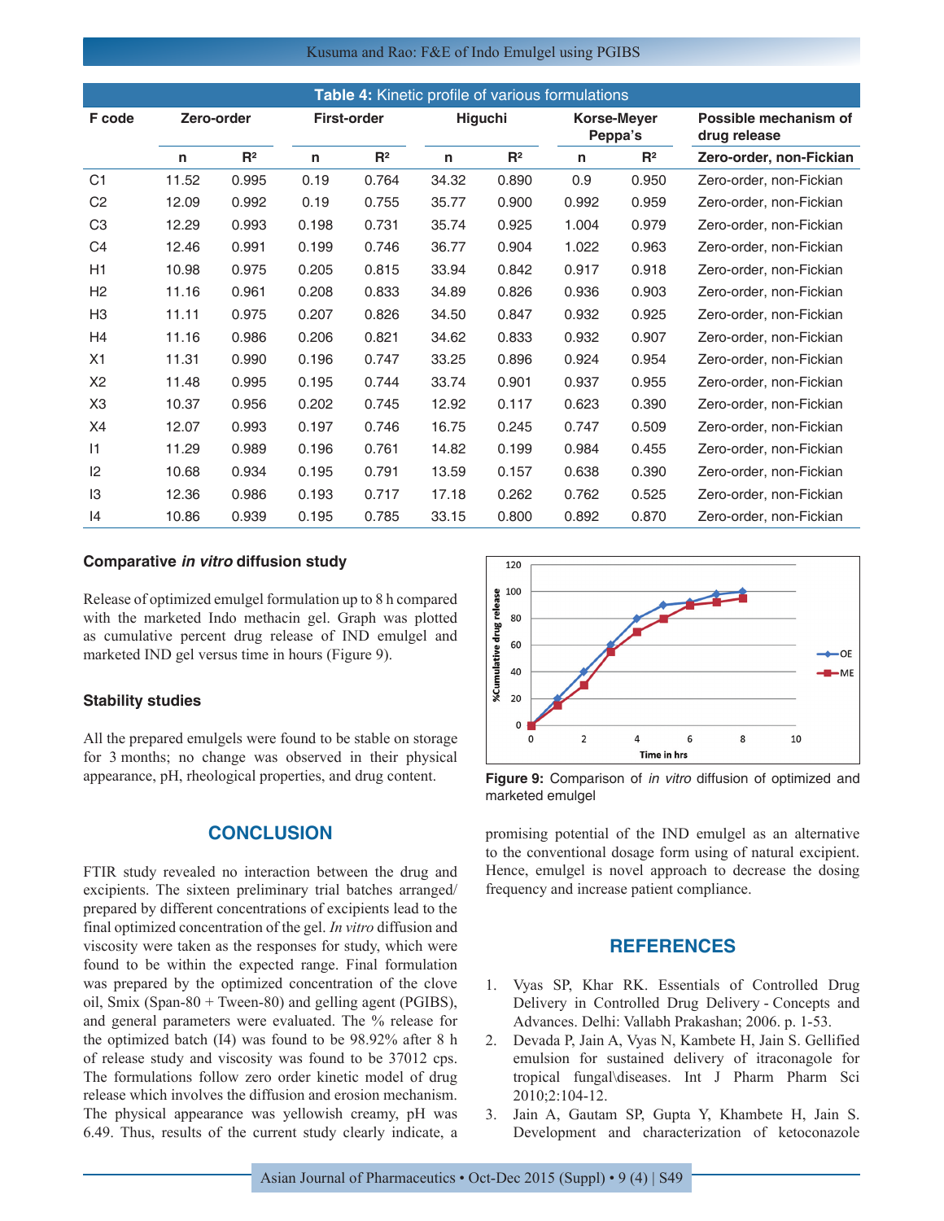**Table 4:** Kinetic profile of various formulations

| F code | Zero-order | | First-order | | Higuchi | | Korse-Meyer Peppa's | | Possible mechanism of drug release |
|---|---|---|---|---|---|---|---|---|---|
| | n | $R^2$ | n | $R^2$ | n | $R^2$ | n | $R^2$ | Zero-order, non-Fickian |
| C1 | 11.52 | 0.995 | 0.19 | 0.764 | 34.32 | 0.890 | 0.9 | 0.950 | Zero-order, non-Fickian |
| C2 | 12.09 | 0.992 | 0.19 | 0.755 | 35.77 | 0.900 | 0.992 | 0.959 | Zero-order, non-Fickian |
| C3 | 12.29 | 0.993 | 0.198 | 0.731 | 35.74 | 0.925 | 1.004 | 0.979 | Zero-order, non-Fickian |
| C4 | 12.46 | 0.991 | 0.199 | 0.746 | 36.77 | 0.904 | 1.022 | 0.963 | Zero-order, non-Fickian |
| H1 | 10.98 | 0.975 | 0.205 | 0.815 | 33.94 | 0.842 | 0.917 | 0.918 | Zero-order, non-Fickian |
| H2 | 11.16 | 0.961 | 0.208 | 0.833 | 34.89 | 0.826 | 0.936 | 0.903 | Zero-order, non-Fickian |
| H3 | 11.11 | 0.975 | 0.207 | 0.826 | 34.50 | 0.847 | 0.932 | 0.925 | Zero-order, non-Fickian |
| H4 | 11.16 | 0.986 | 0.206 | 0.821 | 34.62 | 0.833 | 0.932 | 0.907 | Zero-order, non-Fickian |
| X1 | 11.31 | 0.990 | 0.196 | 0.747 | 33.25 | 0.896 | 0.924 | 0.954 | Zero-order, non-Fickian |
| X2 | 11.48 | 0.995 | 0.195 | 0.744 | 33.74 | 0.901 | 0.937 | 0.955 | Zero-order, non-Fickian |
| X3 | 10.37 | 0.956 | 0.202 | 0.745 | 12.92 | 0.117 | 0.623 | 0.390 | Zero-order, non-Fickian |
| X4 | 12.07 | 0.993 | 0.197 | 0.746 | 16.75 | 0.245 | 0.747 | 0.509 | Zero-order, non-Fickian |
| I1 | 11.29 | 0.989 | 0.196 | 0.761 | 14.82 | 0.199 | 0.984 | 0.455 | Zero-order, non-Fickian |
| I2 | 10.68 | 0.934 | 0.195 | 0.791 | 13.59 | 0.157 | 0.638 | 0.390 | Zero-order, non-Fickian |
| I3 | 12.36 | 0.986 | 0.193 | 0.717 | 17.18 | 0.262 | 0.762 | 0.525 | Zero-order, non-Fickian |
| I4 | 10.86 | 0.939 | 0.195 | 0.785 | 33.15 | 0.800 | 0.892 | 0.870 | Zero-order, non-Fickian |

### Comparative *in vitro* diffusion study

Release of optimized emulgel formulation up to 8 h compared with the marketed Indo methacin gel. Graph was plotted as cumulative percent drug release of IND emulgel and marketed IND gel versus time in hours (Figure 9).

### Stability studies

All the prepared emulgels were found to be stable on storage for 3 months; no change was observed in their physical appearance, pH, rheological properties, and drug content.

**Figure 9:** Comparison of *in vitro* diffusion of optimized and marketed emulgel

## CONCLUSION

FTIR study revealed no interaction between the drug and excipients. The sixteen preliminary trial batches arranged/prepared by different concentrations of excipients lead to the final optimized concentration of the gel. *In vitro* diffusion and viscosity were taken as the responses for study, which were found to be within the expected range. Final formulation was prepared by the optimized concentration of the clove oil, Smix (Span-80 + Tween-80) and gelling agent (PGIBS), and general parameters were evaluated. The % release for the optimized batch (I4) was found to be 98.92% after 8 h of release study and viscosity was found to be 37012 cps. The formulations follow zero order kinetic model of drug release which involves the diffusion and erosion mechanism. The physical appearance was yellowish creamy, pH was 6.49. Thus, results of the current study clearly indicate, a promising potential of the IND emulgel as an alternative to the conventional dosage form using of natural excipient. Hence, emulgel is novel approach to decrease the dosing frequency and increase patient compliance.

## REFERENCES

1. Vyas SP, Khar RK. Essentials of Controlled Drug Delivery in Controlled Drug Delivery - Concepts and Advances. Delhi: Vallabh Prakashan; 2006. p. 1-53.
2. Devada P, Jain A, Vyas N, Kambete H, Jain S. Gellified emulsion for sustained delivery of itraconagole for tropical fungal\diseases. Int J Pharm Pharm Sci 2010;2:104-12.
3. Jain A, Gautam SP, Gupta Y, Khambete H, Jain S. Development and characterization of ketoconazole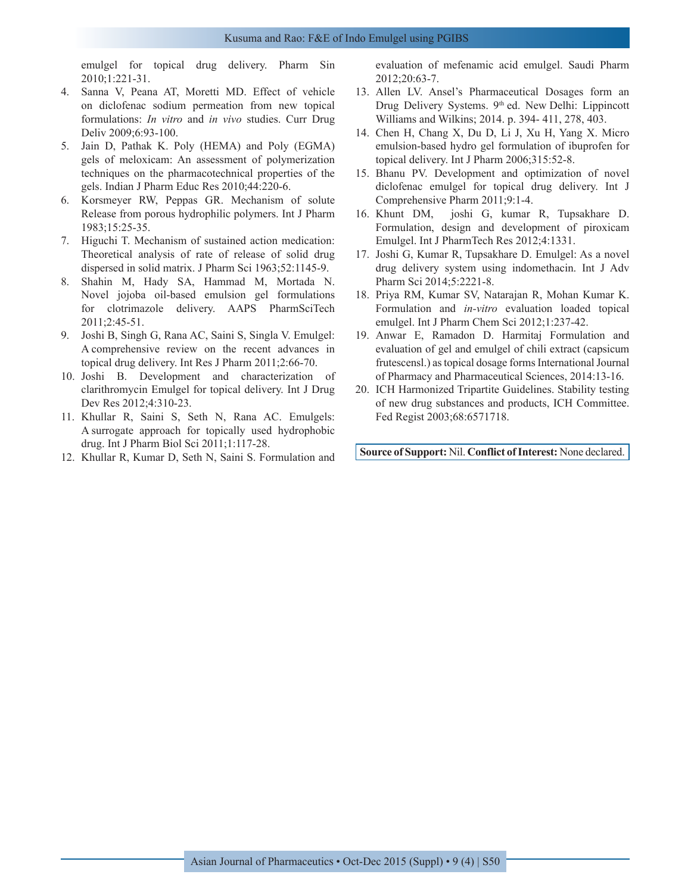emulgel for topical drug delivery. Pharm Sin 2010;1:221-31.

4. Sanna V, Peana AT, Moretti MD. Effect of vehicle on diclofenac sodium permeation from new topical formulations: *In vitro* and *in vivo* studies. Curr Drug Deliv 2009;6:93-100.
5. Jain D, Pathak K. Poly (HEMA) and Poly (EGMA) gels of meloxicam: An assessment of polymerization techniques on the pharmacotechnical properties of the gels. Indian J Pharm Educ Res 2010;44:220-6.
6. Korsmeyer RW, Peppas GR. Mechanism of solute Release from porous hydrophilic polymers. Int J Pharm 1983;15:25-35.
7. Higuchi T. Mechanism of sustained action medication: Theoretical analysis of rate of release of solid drug dispersed in solid matrix. J Pharm Sci 1963;52:1145-9.
8. Shahin M, Hady SA, Hammad M, Mortada N. Novel jojoba oil-based emulsion gel formulations for clotrimazole delivery. AAPS PharmSciTech 2011;2:45-51.
9. Joshi B, Singh G, Rana AC, Saini S, Singla V. Emulgel: A comprehensive review on the recent advances in topical drug delivery. Int Res J Pharm 2011;2:66-70.
10. Joshi B. Development and characterization of clarithromycin Emulgel for topical delivery. Int J Drug Dev Res 2012;4:310-23.
11. Khullar R, Saini S, Seth N, Rana AC. Emulgels: A surrogate approach for topically used hydrophobic drug. Int J Pharm Biol Sci 2011;1:117-28.
12. Khullar R, Kumar D, Seth N, Saini S. Formulation and evaluation of mefenamic acid emulgel. Saudi Pharm 2012;20:63-7.
13. Allen LV. Ansel's Pharmaceutical Dosages form an Drug Delivery Systems. 9th ed. New Delhi: Lippincott Williams and Wilkins; 2014. p. 394- 411, 278, 403.
14. Chen H, Chang X, Du D, Li J, Xu H, Yang X. Micro emulsion-based hydro gel formulation of ibuprofen for topical delivery. Int J Pharm 2006;315:52-8.
15. Bhanu PV. Development and optimization of novel diclofenac emulgel for topical drug delivery. Int J Comprehensive Pharm 2011;9:1-4.
16. Khunt DM, joshi G, kumar R, Tupsakhare D. Formulation, design and development of piroxicam Emulgel. Int J PharmTech Res 2012;4:1331.
17. Joshi G, Kumar R, Tupsakhare D. Emulgel: As a novel drug delivery system using indomethacin. Int J Adv Pharm Sci 2014;5:2221-8.
18. Priya RM, Kumar SV, Natarajan R, Mohan Kumar K. Formulation and *in-vitro* evaluation loaded topical emulgel. Int J Pharm Chem Sci 2012;1:237-42.
19. Anwar E, Ramadon D. Harmitaj Formulation and evaluation of gel and emulgel of chili extract (capsicum frutescensl.) as topical dosage forms International Journal of Pharmacy and Pharmaceutical Sciences, 2014:13-16.
20. ICH Harmonized Tripartite Guidelines. Stability testing of new drug substances and products, ICH Committee. Fed Regist 2003;68:6571718.

**Source of Support:** Nil. **Conflict of Interest:** None declared.